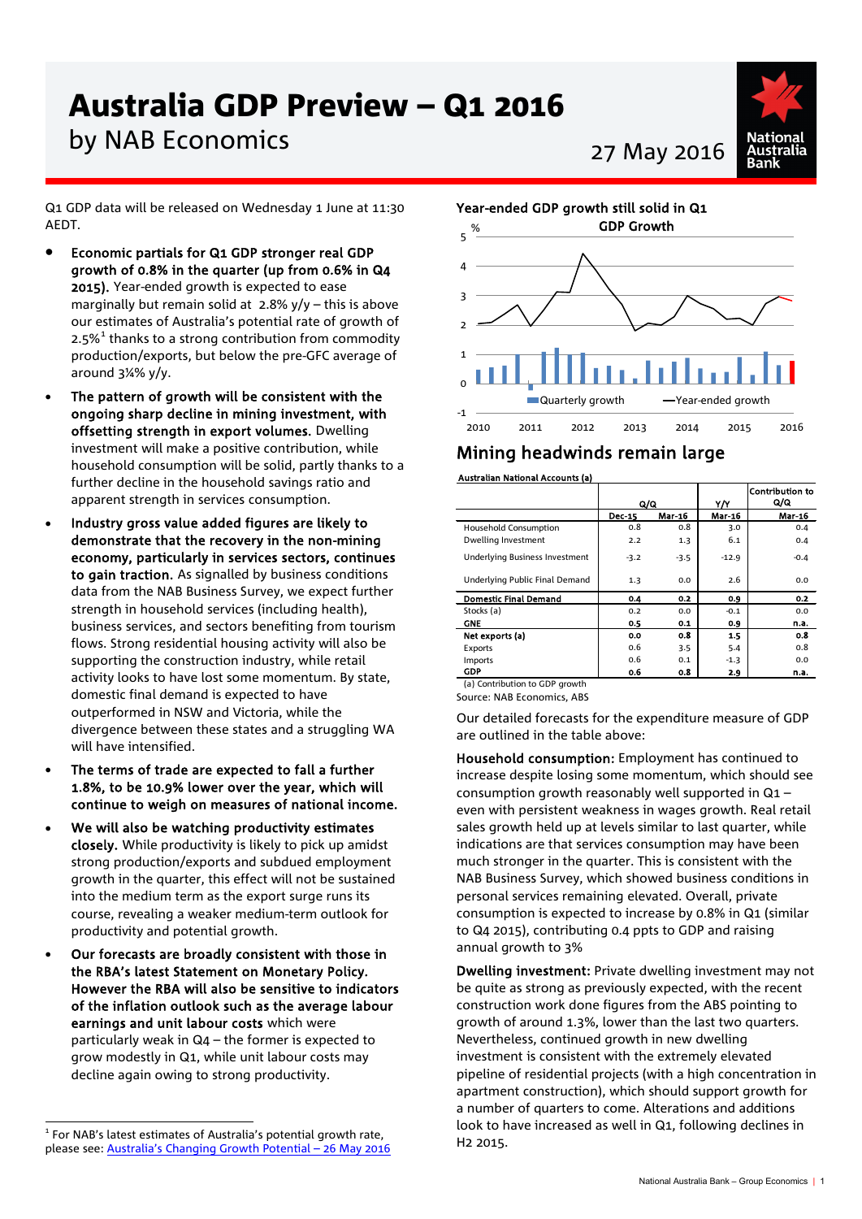# Australia GDP Preview – Q1 2016

by NAB Economics

27 May 2016

Q1 GDP data will be released on Wednesday 1 June at 11:30 AEDT.

- **Economic partials for Q1 GDP stronger real GDP growth of 0.8% in the quarter (up from 0.6% in Q4 2015).** Year-ended growth is expected to ease marginally but remain solid at 2.8% y/y – this is above our estimates of Australia's potential rate of growth of 2.5%[1] thanks to a strong contribution from commodity production/exports, but below the pre-GFC average of around 3¼% y/y.
- **The pattern of growth will be consistent with the ongoing sharp decline in mining investment, with offsetting strength in export volumes.** Dwelling investment will make a positive contribution, while household consumption will be solid, partly thanks to a further decline in the household savings ratio and apparent strength in services consumption.
- **Industry gross value added figures are likely to demonstrate that the recovery in the non-mining economy, particularly in services sectors, continues to gain traction.** As signalled by business conditions data from the NAB Business Survey, we expect further strength in household services (including health), business services, and sectors benefiting from tourism flows. Strong residential housing activity will also be supporting the construction industry, while retail activity looks to have lost some momentum. By state, domestic final demand is expected to have outperformed in NSW and Victoria, while the divergence between these states and a struggling WA will have intensified.
- **The terms of trade are expected to fall a further 1.8%, to be 10.9% lower over the year, which will continue to weigh on measures of national income.**
- **We will also be watching productivity estimates closely.** While productivity is likely to pick up amidst strong production/exports and subdued employment growth in the quarter, this effect will not be sustained into the medium term as the export surge runs its course, revealing a weaker medium-term outlook for productivity and potential growth.
- **Our forecasts are broadly consistent with those in the RBA's latest Statement on Monetary Policy. However the RBA will also be sensitive to indicators of the inflation outlook such as the average labour earnings and unit labour costs** which were particularly weak in Q4 – the former is expected to grow modestly in Q1, while unit labour costs may decline again owing to strong productivity.

[1] For NAB's latest estimates of Australia's potential growth rate, please see: Australia's Changing Growth Potential – 26 May 2016

**Year-ended GDP growth still solid in Q1**

## Mining headwinds remain large

Australian National Accounts (a)

| | Q/Q | | Y/Y | Contribution to Q/Q |
|---|---|---|---|---|
| | Dec-15 | Mar-16 | Mar-16 | Mar-16 |
| Household Consumption | 0.8 | 0.8 | 3.0 | 0.4 |
| Dwelling Investment | 2.2 | 1.3 | 6.1 | 0.4 |
| Underlying Business Investment | -3.2 | -3.5 | -12.9 | -0.4 |
| Underlying Public Final Demand | 1.3 | 0.0 | 2.6 | 0.0 |
| **Domestic Final Demand** | **0.4** | **0.2** | **0.9** | **0.2** |
| Stocks (a) | 0.2 | 0.0 | -0.1 | 0.0 |
| **GNE** | **0.5** | **0.1** | **0.9** | **n.a.** |
| **Net exports (a)** | **0.0** | **0.8** | **1.5** | **0.8** |
| Exports | 0.6 | 3.5 | 5.4 | 0.8 |
| Imports | 0.6 | 0.1 | -1.3 | 0.0 |
| **GDP** | **0.6** | **0.8** | **2.9** | **n.a.** |

(a) Contribution to GDP growth

Source: NAB Economics, ABS

Our detailed forecasts for the expenditure measure of GDP are outlined in the table above:

**Household consumption:** Employment has continued to increase despite losing some momentum, which should see consumption growth reasonably well supported in Q1 – even with persistent weakness in wages growth. Real retail sales growth held up at levels similar to last quarter, while indications are that services consumption may have been much stronger in the quarter. This is consistent with the NAB Business Survey, which showed business conditions in personal services remaining elevated. Overall, private consumption is expected to increase by 0.8% in Q1 (similar to Q4 2015), contributing 0.4 ppts to GDP and raising annual growth to 3%

**Dwelling investment:** Private dwelling investment may not be quite as strong as previously expected, with the recent construction work done figures from the ABS pointing to growth of around 1.3%, lower than the last two quarters. Nevertheless, continued growth in new dwelling investment is consistent with the extremely elevated pipeline of residential projects (with a high concentration in apartment construction), which should support growth for a number of quarters to come. Alterations and additions look to have increased as well in Q1, following declines in H2 2015.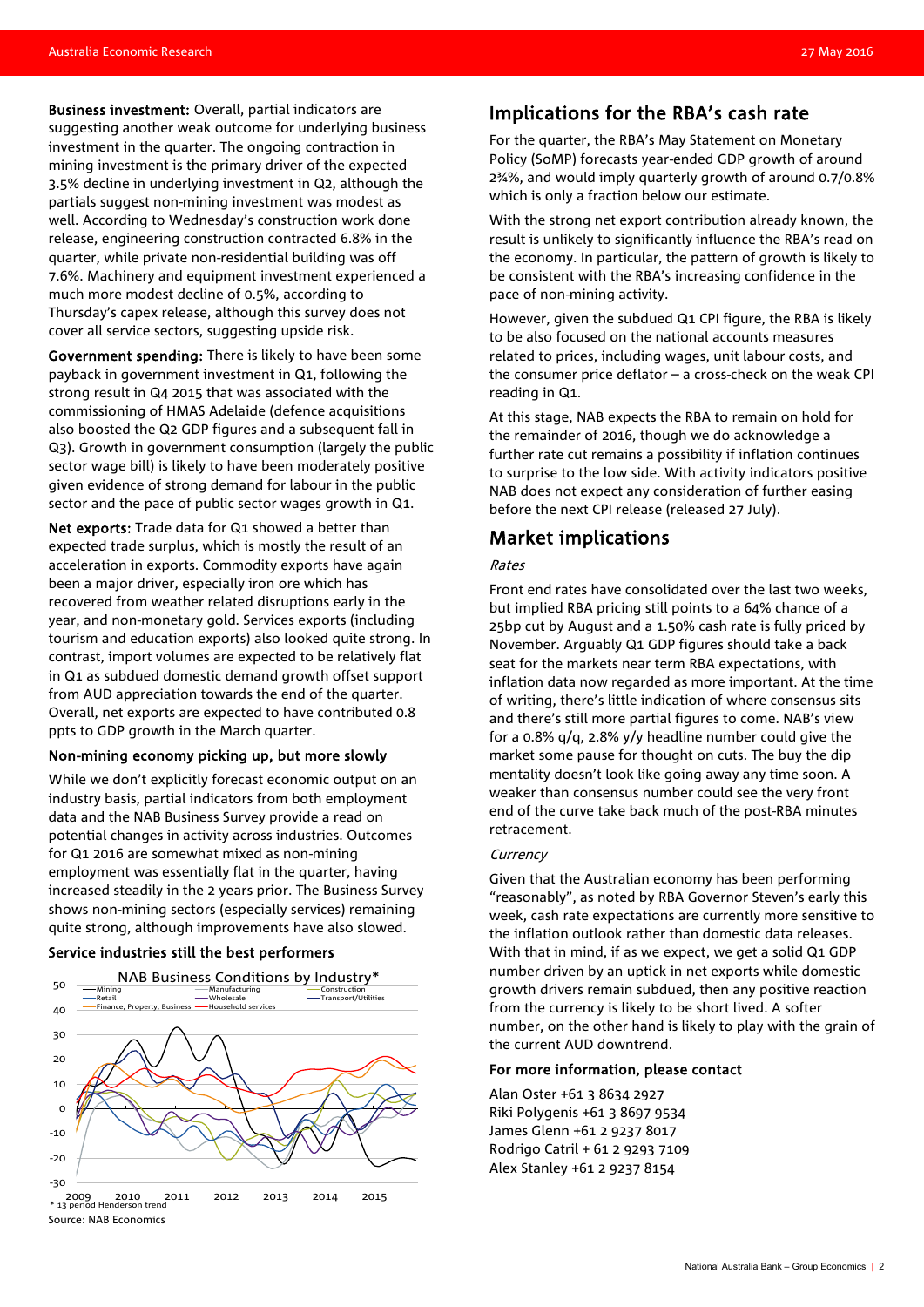**Business investment:** Overall, partial indicators are suggesting another weak outcome for underlying business investment in the quarter. The ongoing contraction in mining investment is the primary driver of the expected 3.5% decline in underlying investment in Q2, although the partials suggest non-mining investment was modest as well. According to Wednesday's construction work done release, engineering construction contracted 6.8% in the quarter, while private non-residential building was off 7.6%. Machinery and equipment investment experienced a much more modest decline of 0.5%, according to Thursday's capex release, although this survey does not cover all service sectors, suggesting upside risk.

**Government spending:** There is likely to have been some payback in government investment in Q1, following the strong result in Q4 2015 that was associated with the commissioning of HMAS Adelaide (defence acquisitions also boosted the Q2 GDP figures and a subsequent fall in Q3). Growth in government consumption (largely the public sector wage bill) is likely to have been moderately positive given evidence of strong demand for labour in the public sector and the pace of public sector wages growth in Q1.

**Net exports:** Trade data for Q1 showed a better than expected trade surplus, which is mostly the result of an acceleration in exports. Commodity exports have again been a major driver, especially iron ore which has recovered from weather related disruptions early in the year, and non-monetary gold. Services exports (including tourism and education exports) also looked quite strong. In contrast, import volumes are expected to be relatively flat in Q1 as subdued domestic demand growth offset support from AUD appreciation towards the end of the quarter. Overall, net exports are expected to have contributed 0.8 ppts to GDP growth in the March quarter.

### Non-mining economy picking up, but more slowly

While we don't explicitly forecast economic output on an industry basis, partial indicators from both employment data and the NAB Business Survey provide a read on potential changes in activity across industries. Outcomes for Q1 2016 are somewhat mixed as non-mining employment was essentially flat in the quarter, having increased steadily in the 2 years prior. The Business Survey shows non-mining sectors (especially services) remaining quite strong, although improvements have also slowed.

### Service industries still the best performers

NAB Business Conditions by Industry*

* 13 period Henderson trend

Source: NAB Economics

## Implications for the RBA's cash rate

For the quarter, the RBA's May Statement on Monetary Policy (SoMP) forecasts year-ended GDP growth of around 2¾%, and would imply quarterly growth of around 0.7/0.8% which is only a fraction below our estimate.

With the strong net export contribution already known, the result is unlikely to significantly influence the RBA's read on the economy. In particular, the pattern of growth is likely to be consistent with the RBA's increasing confidence in the pace of non-mining activity.

However, given the subdued Q1 CPI figure, the RBA is likely to be also focused on the national accounts measures related to prices, including wages, unit labour costs, and the consumer price deflator – a cross-check on the weak CPI reading in Q1.

At this stage, NAB expects the RBA to remain on hold for the remainder of 2016, though we do acknowledge a further rate cut remains a possibility if inflation continues to surprise to the low side. With activity indicators positive NAB does not expect any consideration of further easing before the next CPI release (released 27 July).

## Market implications

*Rates*

Front end rates have consolidated over the last two weeks, but implied RBA pricing still points to a 64% chance of a 25bp cut by August and a 1.50% cash rate is fully priced by November. Arguably Q1 GDP figures should take a back seat for the markets near term RBA expectations, with inflation data now regarded as more important. At the time of writing, there's little indication of where consensus sits and there's still more partial figures to come. NAB's view for a 0.8% q/q, 2.8% y/y headline number could give the market some pause for thought on cuts. The buy the dip mentality doesn't look like going away any time soon. A weaker than consensus number could see the very front end of the curve take back much of the post-RBA minutes retracement.

*Currency*

Given that the Australian economy has been performing "reasonably", as noted by RBA Governor Steven's early this week, cash rate expectations are currently more sensitive to the inflation outlook rather than domestic data releases. With that in mind, if as we expect, we get a solid Q1 GDP number driven by an uptick in net exports while domestic growth drivers remain subdued, then any positive reaction from the currency is likely to be short lived. A softer number, on the other hand is likely to play with the grain of the current AUD downtrend.

**For more information, please contact**

Alan Oster +61 3 8634 2927
Riki Polygenis +61 3 8697 9534
James Glenn +61 2 9237 8017
Rodrigo Catril + 61 2 9293 7109
Alex Stanley +61 2 9237 8154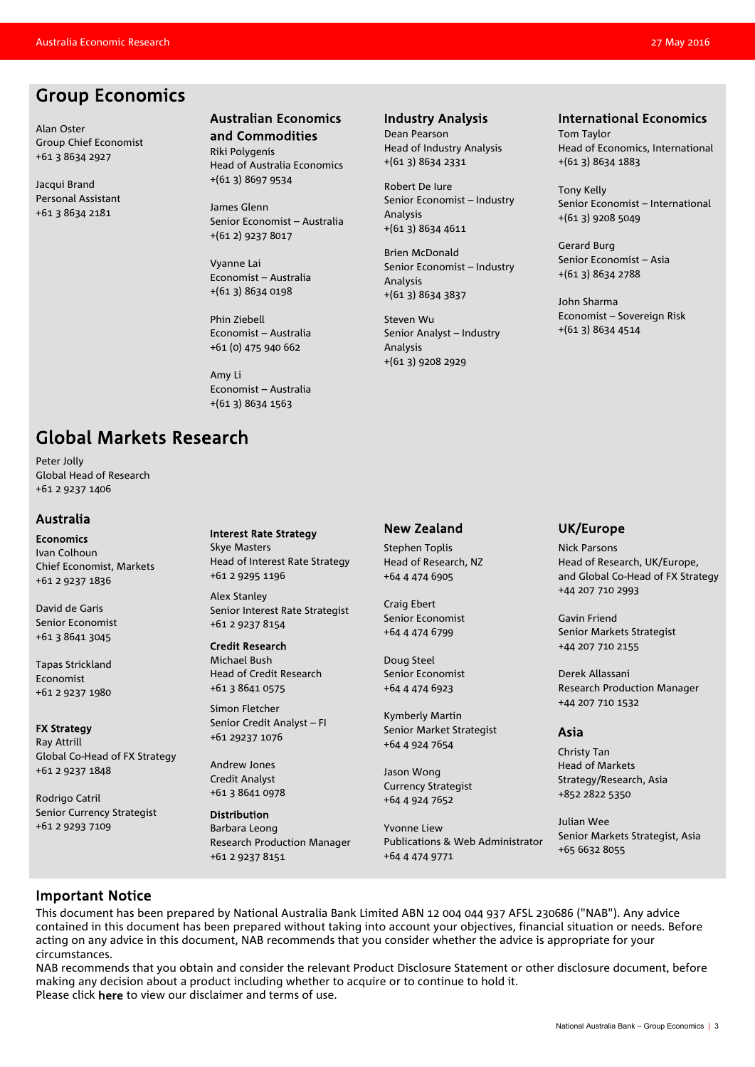# Group Economics

Alan Oster
Group Chief Economist
+61 3 8634 2927

Jacqui Brand
Personal Assistant
+61 3 8634 2181

## Australian Economics and Commodities

Riki Polygenis
Head of Australia Economics
+(61 3) 8697 9534

James Glenn
Senior Economist – Australia
+(61 2) 9237 8017

Vyanne Lai
Economist – Australia
+(61 3) 8634 0198

Phin Ziebell
Economist – Australia
+61 (0) 475 940 662

Amy Li
Economist – Australia
+(61 3) 8634 1563

## Industry Analysis

Dean Pearson
Head of Industry Analysis
+(61 3) 8634 2331

Robert De Iure
Senior Economist – Industry Analysis
+(61 3) 8634 4611

Brien McDonald
Senior Economist – Industry Analysis
+(61 3) 8634 3837

Steven Wu
Senior Analyst – Industry Analysis
+(61 3) 9208 2929

## International Economics

Tom Taylor
Head of Economics, International
+(61 3) 8634 1883

Tony Kelly
Senior Economist – International
+(61 3) 9208 5049

Gerard Burg
Senior Economist – Asia
+(61 3) 8634 2788

John Sharma
Economist – Sovereign Risk
+(61 3) 8634 4514

# Global Markets Research

Peter Jolly
Global Head of Research
+61 2 9237 1406

## Australia

**Economics**

Ivan Colhoun
Chief Economist, Markets
+61 2 9237 1836

David de Garis
Senior Economist
+61 3 8641 3045

Tapas Strickland
Economist
+61 2 9237 1980

**FX Strategy**

Ray Attrill
Global Co-Head of FX Strategy
+61 2 9237 1848

Rodrigo Catril
Senior Currency Strategist
+61 2 9293 7109

**Interest Rate Strategy**

Skye Masters
Head of Interest Rate Strategy
+61 2 9295 1196

Alex Stanley
Senior Interest Rate Strategist
+61 2 9237 8154

**Credit Research**

Michael Bush
Head of Credit Research
+61 3 8641 0575

Simon Fletcher
Senior Credit Analyst – FI
+61 29237 1076

Andrew Jones
Credit Analyst
+61 3 8641 0978

**Distribution**

Barbara Leong
Research Production Manager
+61 2 9237 8151

## New Zealand

Stephen Toplis
Head of Research, NZ
+64 4 474 6905

Craig Ebert
Senior Economist
+64 4 474 6799

Doug Steel
Senior Economist
+64 4 474 6923

Kymberly Martin
Senior Market Strategist
+64 4 924 7654

Jason Wong
Currency Strategist
+64 4 924 7652

Yvonne Liew
Publications & Web Administrator
+64 4 474 9771

## UK/Europe

Nick Parsons
Head of Research, UK/Europe, and Global Co-Head of FX Strategy
+44 207 710 2993

Gavin Friend
Senior Markets Strategist
+44 207 710 2155

Derek Allassani
Research Production Manager
+44 207 710 1532

## Asia

Christy Tan
Head of Markets Strategy/Research, Asia
+852 2822 5350

Julian Wee
Senior Markets Strategist, Asia
+65 6632 8055

## Important Notice

This document has been prepared by National Australia Bank Limited ABN 12 004 044 937 AFSL 230686 ("NAB"). Any advice contained in this document has been prepared without taking into account your objectives, financial situation or needs. Before acting on any advice in this document, NAB recommends that you consider whether the advice is appropriate for your circumstances.
NAB recommends that you obtain and consider the relevant Product Disclosure Statement or other disclosure document, before making any decision about a product including whether to acquire or to continue to hold it.
Please click **here** to view our disclaimer and terms of use.